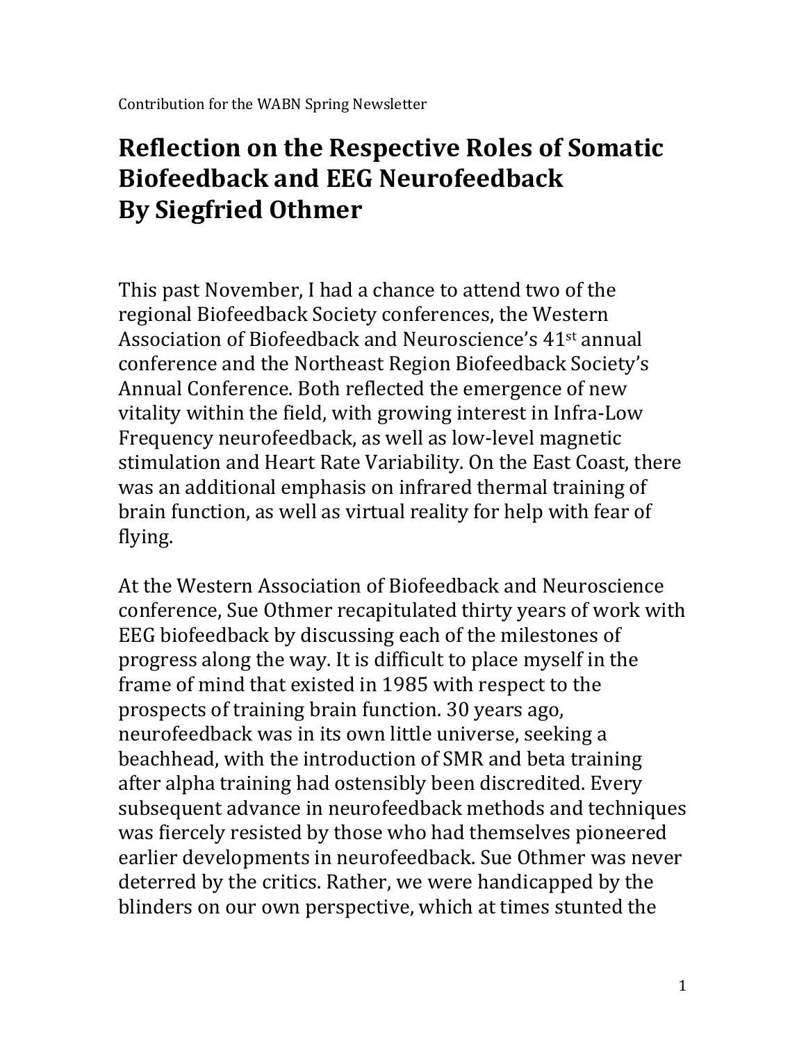Contribution for the WABN Spring Newsletter

# Reflection on the Respective Roles of Somatic Biofeedback and EEG Neurofeedback By Siegfried Othmer

This past November, I had a chance to attend two of the regional Biofeedback Society conferences, the Western Association of Biofeedback and Neuroscience's 41st annual conference and the Northeast Region Biofeedback Society's Annual Conference. Both reflected the emergence of new vitality within the field, with growing interest in Infra-Low Frequency neurofeedback, as well as low-level magnetic stimulation and Heart Rate Variability. On the East Coast, there was an additional emphasis on infrared thermal training of brain function, as well as virtual reality for help with fear of flying.

At the Western Association of Biofeedback and Neuroscience conference, Sue Othmer recapitulated thirty years of work with EEG biofeedback by discussing each of the milestones of progress along the way. It is difficult to place myself in the frame of mind that existed in 1985 with respect to the prospects of training brain function. 30 years ago, neurofeedback was in its own little universe, seeking a beachhead, with the introduction of SMR and beta training after alpha training had ostensibly been discredited. Every subsequent advance in neurofeedback methods and techniques was fiercely resisted by those who had themselves pioneered earlier developments in neurofeedback. Sue Othmer was never deterred by the critics. Rather, we were handicapped by the blinders on our own perspective, which at times stunted the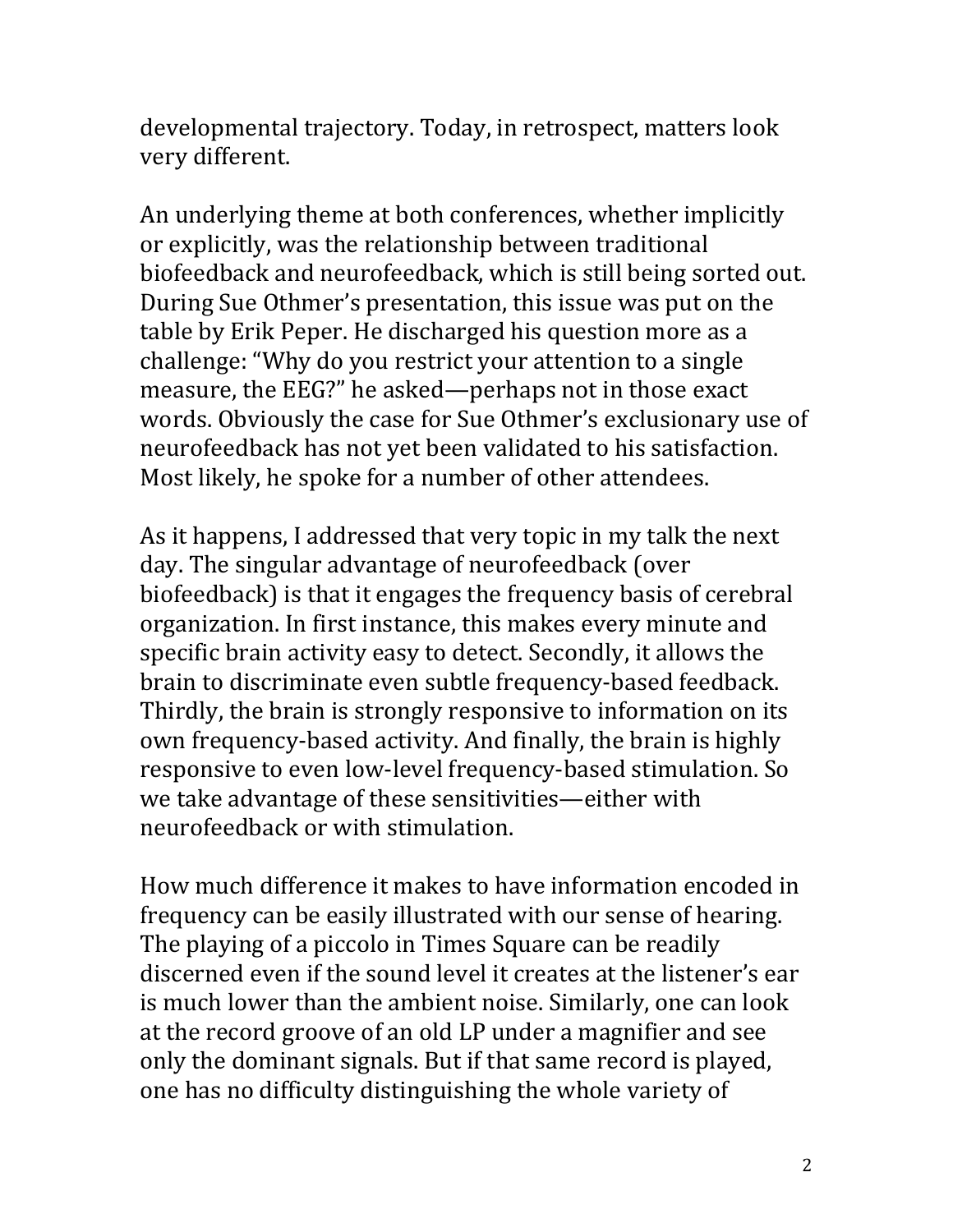developmental trajectory. Today, in retrospect, matters look very different.

An underlying theme at both conferences, whether implicitly or explicitly, was the relationship between traditional biofeedback and neurofeedback, which is still being sorted out. During Sue Othmer's presentation, this issue was put on the table by Erik Peper. He discharged his question more as a challenge: "Why do you restrict your attention to a single measure, the EEG?" he asked—perhaps not in those exact words. Obviously the case for Sue Othmer's exclusionary use of neurofeedback has not yet been validated to his satisfaction. Most likely, he spoke for a number of other attendees.

As it happens, I addressed that very topic in my talk the next day. The singular advantage of neurofeedback (over biofeedback) is that it engages the frequency basis of cerebral organization. In first instance, this makes every minute and specific brain activity easy to detect. Secondly, it allows the brain to discriminate even subtle frequency-based feedback. Thirdly, the brain is strongly responsive to information on its own frequency-based activity. And finally, the brain is highly responsive to even low-level frequency-based stimulation. So we take advantage of these sensitivities—either with neurofeedback or with stimulation.

How much difference it makes to have information encoded in frequency can be easily illustrated with our sense of hearing. The playing of a piccolo in Times Square can be readily discerned even if the sound level it creates at the listener's ear is much lower than the ambient noise. Similarly, one can look at the record groove of an old LP under a magnifier and see only the dominant signals. But if that same record is played, one has no difficulty distinguishing the whole variety of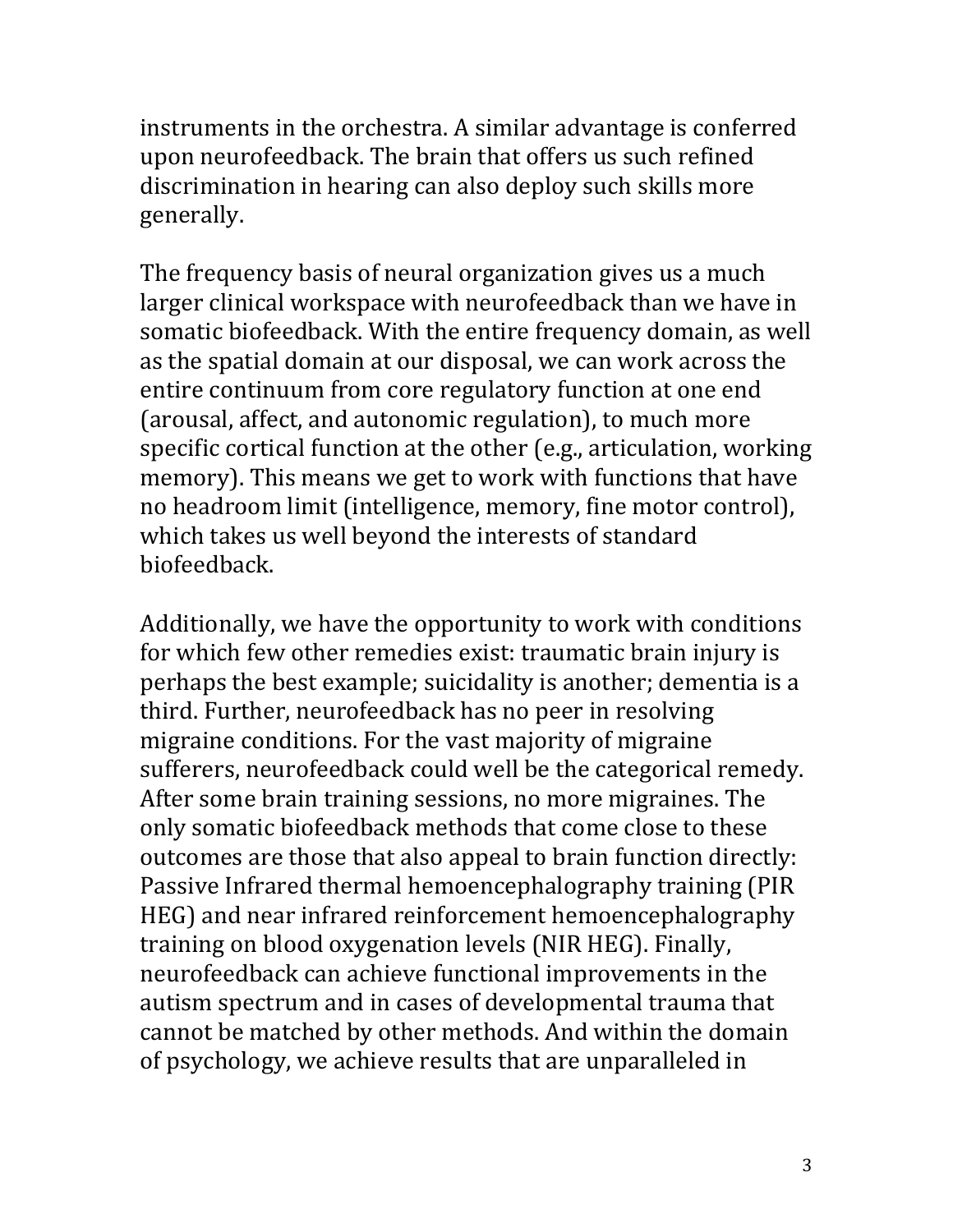instruments in the orchestra. A similar advantage is conferred upon neurofeedback. The brain that offers us such refined discrimination in hearing can also deploy such skills more generally.

The frequency basis of neural organization gives us a much larger clinical workspace with neurofeedback than we have in somatic biofeedback. With the entire frequency domain, as well as the spatial domain at our disposal, we can work across the entire continuum from core regulatory function at one end (arousal, affect, and autonomic regulation), to much more specific cortical function at the other (e.g., articulation, working memory). This means we get to work with functions that have no headroom limit (intelligence, memory, fine motor control), which takes us well beyond the interests of standard biofeedback.

Additionally, we have the opportunity to work with conditions for which few other remedies exist: traumatic brain injury is perhaps the best example; suicidality is another; dementia is a third. Further, neurofeedback has no peer in resolving migraine conditions. For the vast majority of migraine sufferers, neurofeedback could well be the categorical remedy. After some brain training sessions, no more migraines. The only somatic biofeedback methods that come close to these outcomes are those that also appeal to brain function directly: Passive Infrared thermal hemoencephalography training (PIR HEG) and near infrared reinforcement hemoencephalography training on blood oxygenation levels (NIR HEG). Finally, neurofeedback can achieve functional improvements in the autism spectrum and in cases of developmental trauma that cannot be matched by other methods. And within the domain of psychology, we achieve results that are unparalleled in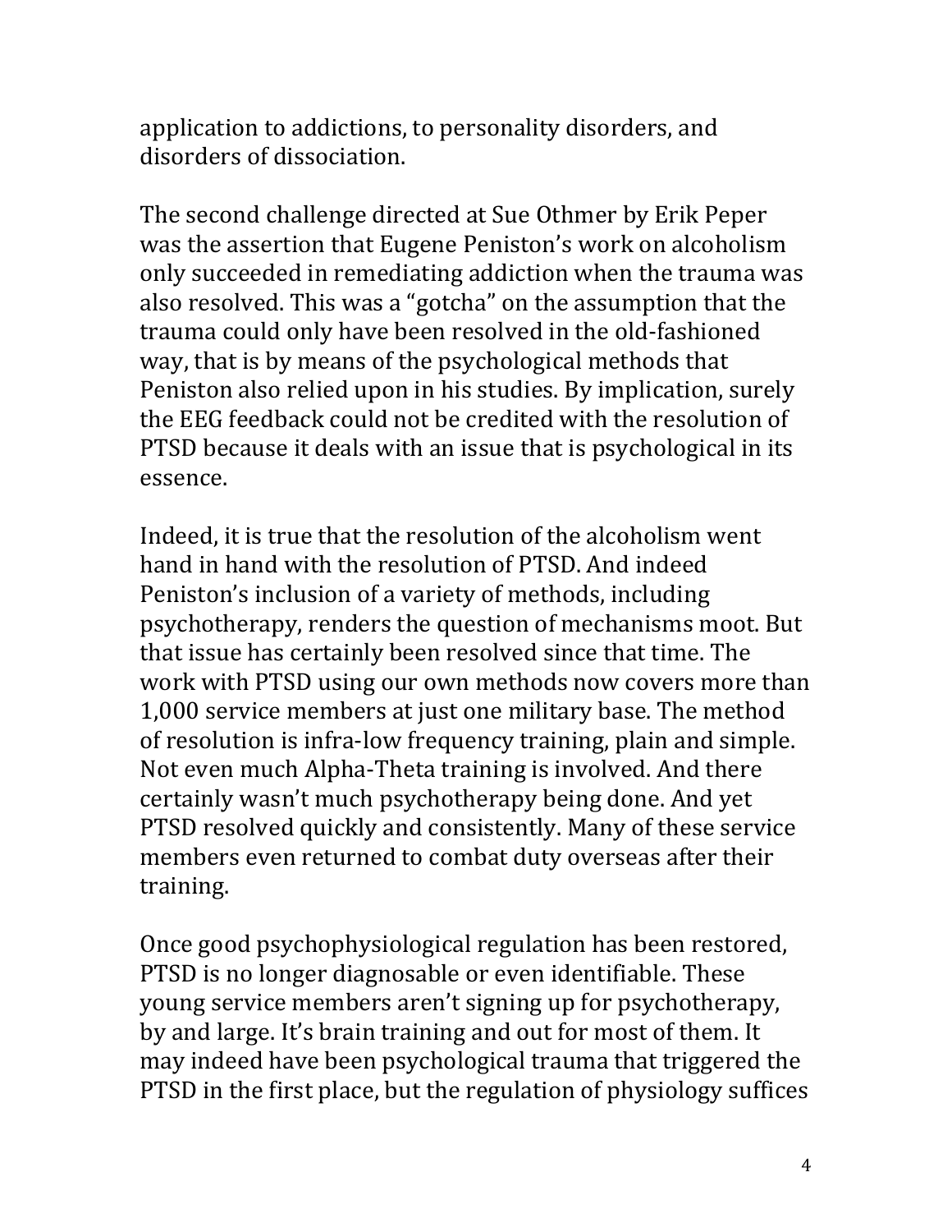application to addictions, to personality disorders, and disorders of dissociation.

The second challenge directed at Sue Othmer by Erik Peper was the assertion that Eugene Peniston's work on alcoholism only succeeded in remediating addiction when the trauma was also resolved. This was a "gotcha" on the assumption that the trauma could only have been resolved in the old-fashioned way, that is by means of the psychological methods that Peniston also relied upon in his studies. By implication, surely the EEG feedback could not be credited with the resolution of PTSD because it deals with an issue that is psychological in its essence.

Indeed, it is true that the resolution of the alcoholism went hand in hand with the resolution of PTSD. And indeed Peniston's inclusion of a variety of methods, including psychotherapy, renders the question of mechanisms moot. But that issue has certainly been resolved since that time. The work with PTSD using our own methods now covers more than 1,000 service members at just one military base. The method of resolution is infra-low frequency training, plain and simple. Not even much Alpha-Theta training is involved. And there certainly wasn't much psychotherapy being done. And yet PTSD resolved quickly and consistently. Many of these service members even returned to combat duty overseas after their training.

Once good psychophysiological regulation has been restored, PTSD is no longer diagnosable or even identifiable. These young service members aren't signing up for psychotherapy, by and large. It's brain training and out for most of them. It may indeed have been psychological trauma that triggered the PTSD in the first place, but the regulation of physiology suffices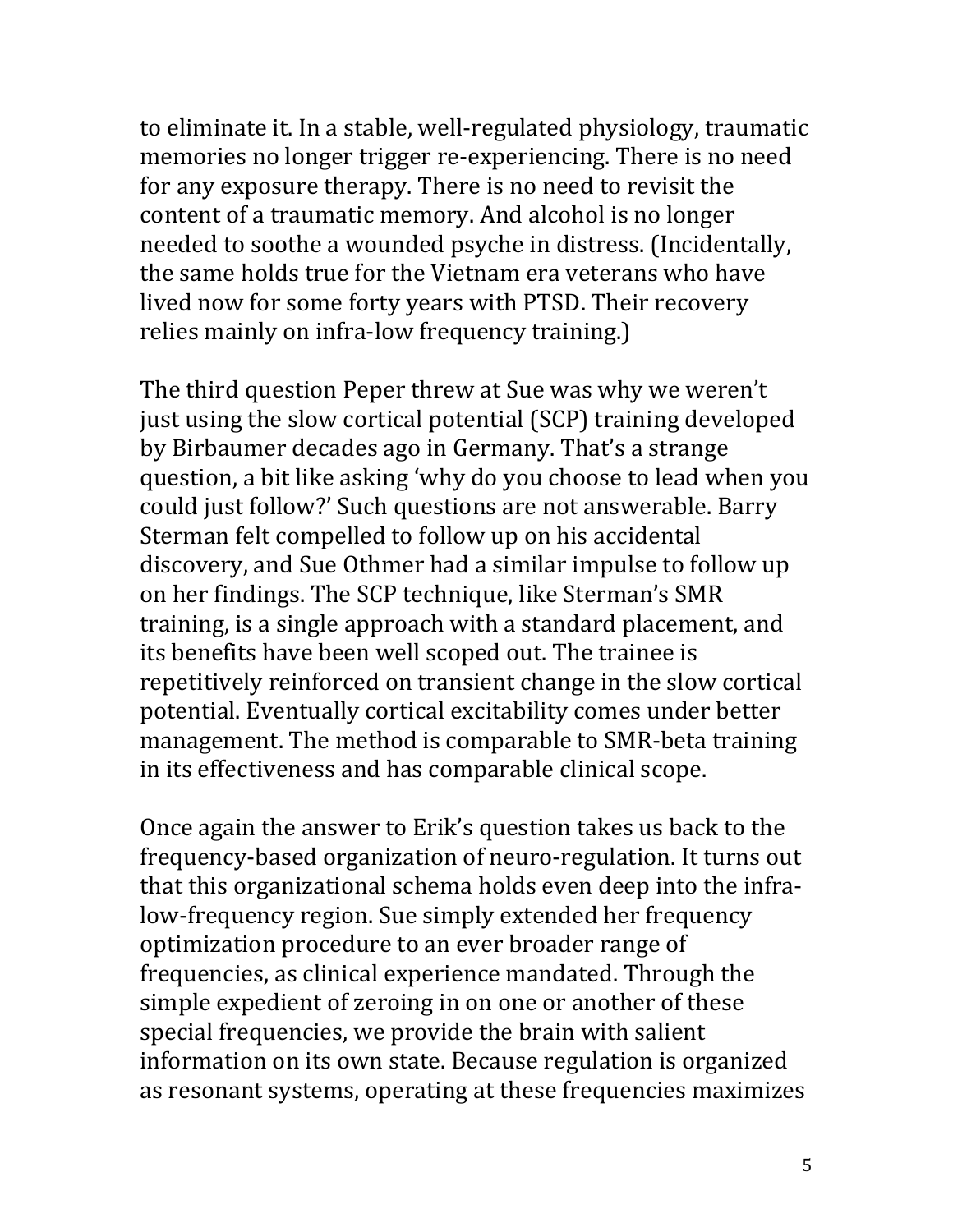to eliminate it. In a stable, well-regulated physiology, traumatic memories no longer trigger re-experiencing. There is no need for any exposure therapy. There is no need to revisit the content of a traumatic memory. And alcohol is no longer needed to soothe a wounded psyche in distress. (Incidentally, the same holds true for the Vietnam era veterans who have lived now for some forty years with PTSD. Their recovery relies mainly on infra-low frequency training.)

The third question Peper threw at Sue was why we weren't just using the slow cortical potential (SCP) training developed by Birbaumer decades ago in Germany. That's a strange question, a bit like asking 'why do you choose to lead when you could just follow?' Such questions are not answerable. Barry Sterman felt compelled to follow up on his accidental discovery, and Sue Othmer had a similar impulse to follow up on her findings. The SCP technique, like Sterman's SMR training, is a single approach with a standard placement, and its benefits have been well scoped out. The trainee is repetitively reinforced on transient change in the slow cortical potential. Eventually cortical excitability comes under better management. The method is comparable to SMR-beta training in its effectiveness and has comparable clinical scope.

Once again the answer to Erik's question takes us back to the frequency-based organization of neuro-regulation. It turns out that this organizational schema holds even deep into the infra-low-frequency region. Sue simply extended her frequency optimization procedure to an ever broader range of frequencies, as clinical experience mandated. Through the simple expedient of zeroing in on one or another of these special frequencies, we provide the brain with salient information on its own state. Because regulation is organized as resonant systems, operating at these frequencies maximizes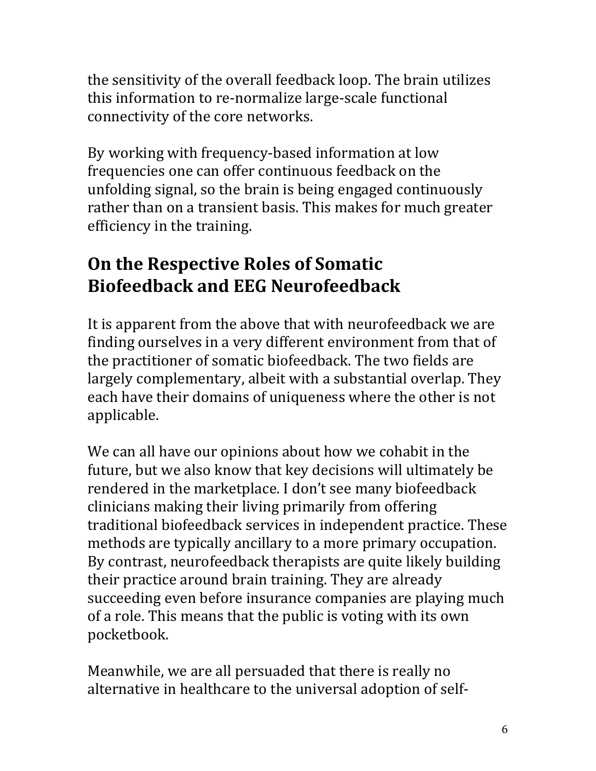the sensitivity of the overall feedback loop. The brain utilizes this information to re-normalize large-scale functional connectivity of the core networks.

By working with frequency-based information at low frequencies one can offer continuous feedback on the unfolding signal, so the brain is being engaged continuously rather than on a transient basis. This makes for much greater efficiency in the training.

## On the Respective Roles of Somatic Biofeedback and EEG Neurofeedback

It is apparent from the above that with neurofeedback we are finding ourselves in a very different environment from that of the practitioner of somatic biofeedback. The two fields are largely complementary, albeit with a substantial overlap. They each have their domains of uniqueness where the other is not applicable.

We can all have our opinions about how we cohabit in the future, but we also know that key decisions will ultimately be rendered in the marketplace. I don't see many biofeedback clinicians making their living primarily from offering traditional biofeedback services in independent practice. These methods are typically ancillary to a more primary occupation. By contrast, neurofeedback therapists are quite likely building their practice around brain training. They are already succeeding even before insurance companies are playing much of a role. This means that the public is voting with its own pocketbook.

Meanwhile, we are all persuaded that there is really no alternative in healthcare to the universal adoption of self-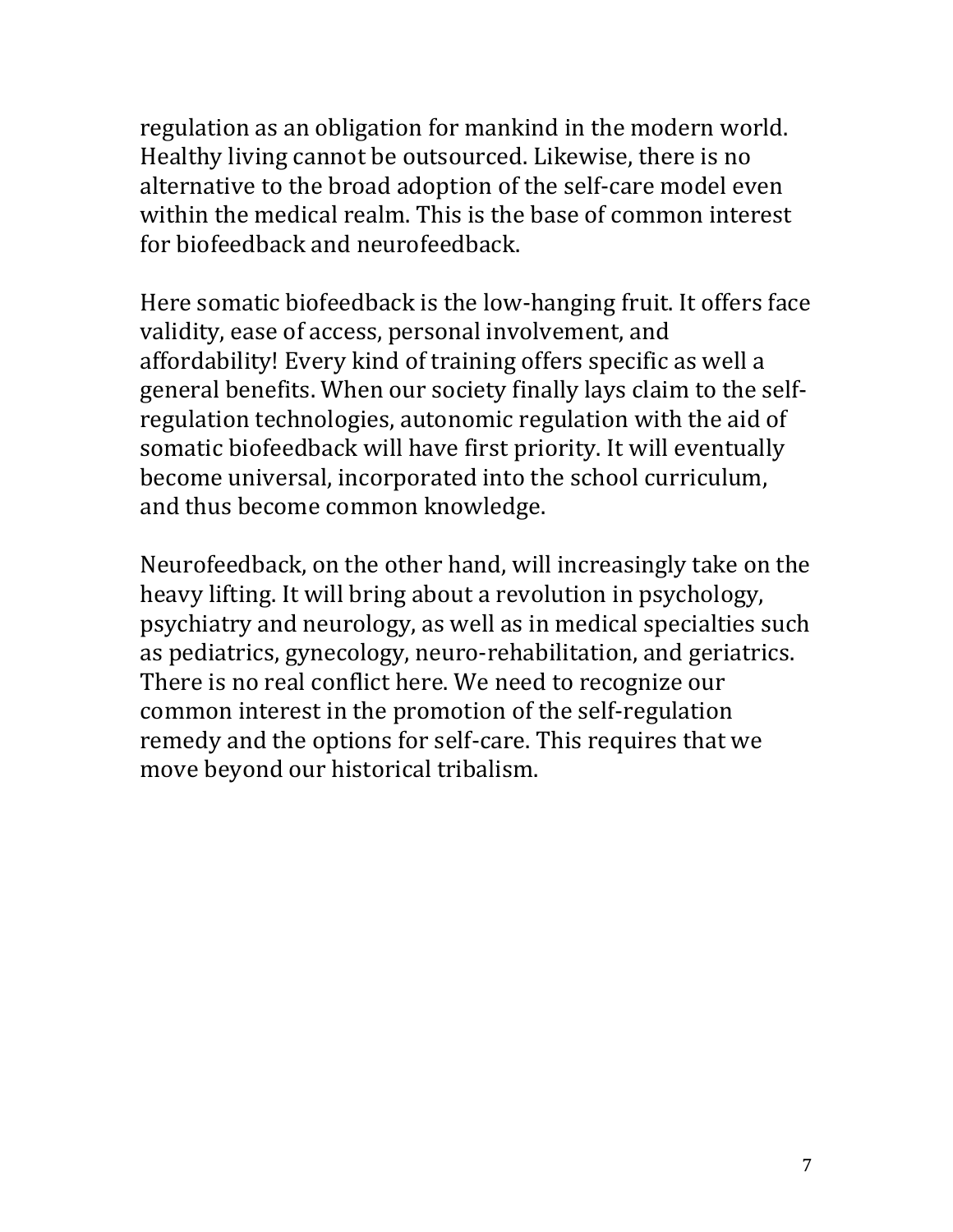regulation as an obligation for mankind in the modern world. Healthy living cannot be outsourced. Likewise, there is no alternative to the broad adoption of the self-care model even within the medical realm. This is the base of common interest for biofeedback and neurofeedback.

Here somatic biofeedback is the low-hanging fruit. It offers face validity, ease of access, personal involvement, and affordability! Every kind of training offers specific as well a general benefits. When our society finally lays claim to the self-regulation technologies, autonomic regulation with the aid of somatic biofeedback will have first priority. It will eventually become universal, incorporated into the school curriculum, and thus become common knowledge.

Neurofeedback, on the other hand, will increasingly take on the heavy lifting. It will bring about a revolution in psychology, psychiatry and neurology, as well as in medical specialties such as pediatrics, gynecology, neuro-rehabilitation, and geriatrics. There is no real conflict here. We need to recognize our common interest in the promotion of the self-regulation remedy and the options for self-care. This requires that we move beyond our historical tribalism.